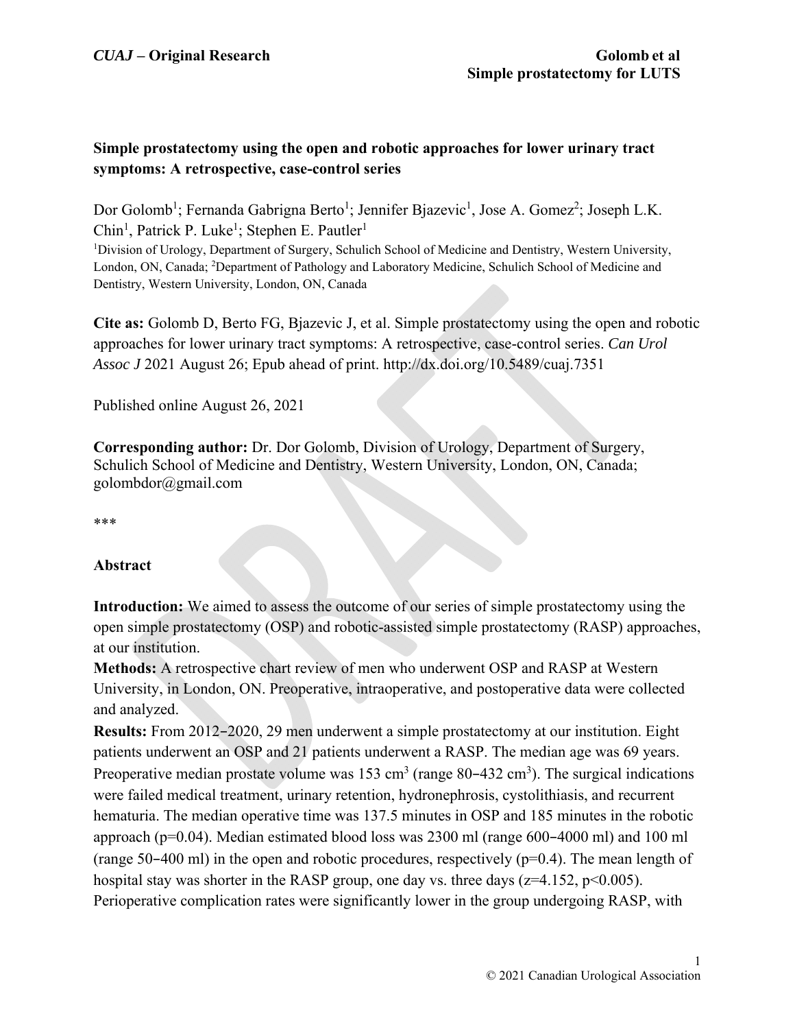# Simple prostatectomy using the open and robotic approaches for lower urinary tract symptoms: A retrospective, case-control series

Dor Golomb[1]; Fernanda Gabrigna Berto[1]; Jennifer Bjazevic[1], Jose A. Gomez[2]; Joseph L.K. Chin[1], Patrick P. Luke[1]; Stephen E. Pautler[1]

[1]Division of Urology, Department of Surgery, Schulich School of Medicine and Dentistry, Western University, London, ON, Canada; [2]Department of Pathology and Laboratory Medicine, Schulich School of Medicine and Dentistry, Western University, London, ON, Canada

**Cite as:** Golomb D, Berto FG, Bjazevic J, et al. Simple prostatectomy using the open and robotic approaches for lower urinary tract symptoms: A retrospective, case-control series. *Can Urol Assoc J* 2021 August 26; Epub ahead of print. http://dx.doi.org/10.5489/cuaj.7351

Published online August 26, 2021

**Corresponding author:** Dr. Dor Golomb, Division of Urology, Department of Surgery, Schulich School of Medicine and Dentistry, Western University, London, ON, Canada; golombdor@gmail.com

***

## Abstract

**Introduction:** We aimed to assess the outcome of our series of simple prostatectomy using the open simple prostatectomy (OSP) and robotic-assisted simple prostatectomy (RASP) approaches, at our institution.

**Methods:** A retrospective chart review of men who underwent OSP and RASP at Western University, in London, ON. Preoperative, intraoperative, and postoperative data were collected and analyzed.

**Results:** From 2012–2020, 29 men underwent a simple prostatectomy at our institution. Eight patients underwent an OSP and 21 patients underwent a RASP. The median age was 69 years. Preoperative median prostate volume was 153 $cm^3$ (range 80–432 $cm^3$). The surgical indications were failed medical treatment, urinary retention, hydronephrosis, cystolithiasis, and recurrent hematuria. The median operative time was 137.5 minutes in OSP and 185 minutes in the robotic approach ($p=0.04$). Median estimated blood loss was 2300 ml (range 600–4000 ml) and 100 ml (range 50–400 ml) in the open and robotic procedures, respectively ($p=0.4$). The mean length of hospital stay was shorter in the RASP group, one day vs. three days ($z=4.152$, $p<0.005$). Perioperative complication rates were significantly lower in the group undergoing RASP, with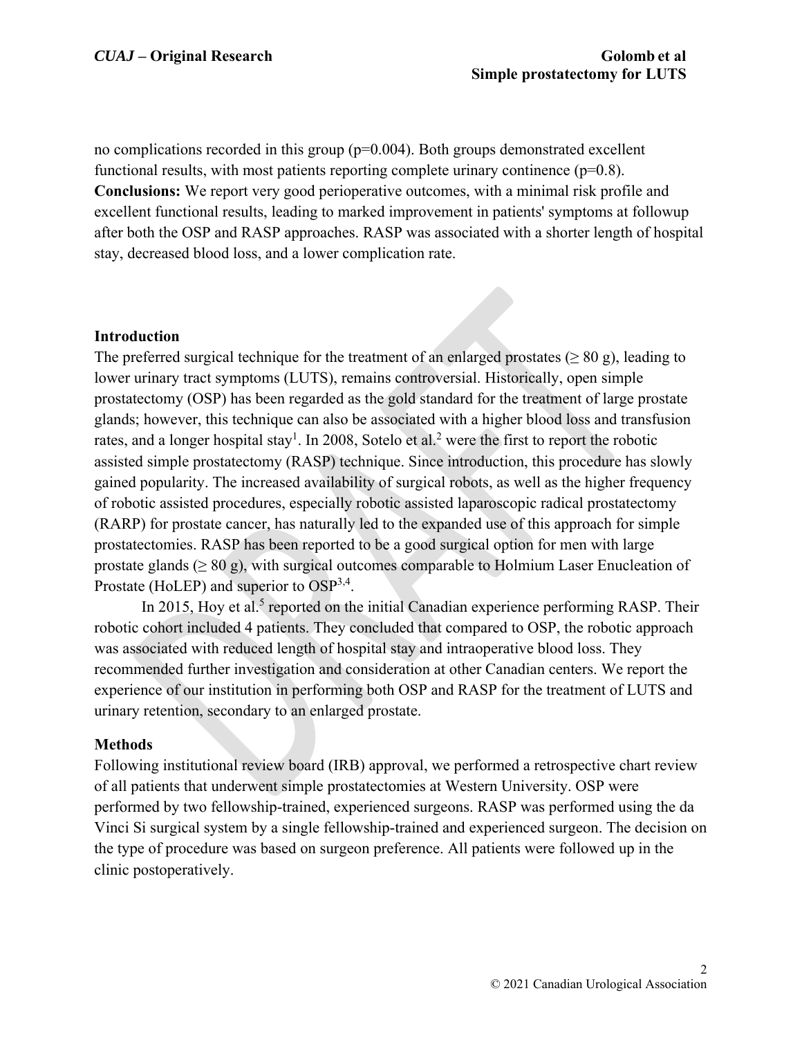no complications recorded in this group (p=0.004). Both groups demonstrated excellent functional results, with most patients reporting complete urinary continence (p=0.8).
**Conclusions:** We report very good perioperative outcomes, with a minimal risk profile and excellent functional results, leading to marked improvement in patients' symptoms at followup after both the OSP and RASP approaches. RASP was associated with a shorter length of hospital stay, decreased blood loss, and a lower complication rate.

## Introduction

The preferred surgical technique for the treatment of an enlarged prostates (≥ 80 g), leading to lower urinary tract symptoms (LUTS), remains controversial. Historically, open simple prostatectomy (OSP) has been regarded as the gold standard for the treatment of large prostate glands; however, this technique can also be associated with a higher blood loss and transfusion rates, and a longer hospital stay[1]. In 2008, Sotelo et al.[2] were the first to report the robotic assisted simple prostatectomy (RASP) technique. Since introduction, this procedure has slowly gained popularity. The increased availability of surgical robots, as well as the higher frequency of robotic assisted procedures, especially robotic assisted laparoscopic radical prostatectomy (RARP) for prostate cancer, has naturally led to the expanded use of this approach for simple prostatectomies. RASP has been reported to be a good surgical option for men with large prostate glands (≥ 80 g), with surgical outcomes comparable to Holmium Laser Enucleation of Prostate (HoLEP) and superior to OSP[3,4].

In 2015, Hoy et al.[5] reported on the initial Canadian experience performing RASP. Their robotic cohort included 4 patients. They concluded that compared to OSP, the robotic approach was associated with reduced length of hospital stay and intraoperative blood loss. They recommended further investigation and consideration at other Canadian centers. We report the experience of our institution in performing both OSP and RASP for the treatment of LUTS and urinary retention, secondary to an enlarged prostate.

## Methods

Following institutional review board (IRB) approval, we performed a retrospective chart review of all patients that underwent simple prostatectomies at Western University. OSP were performed by two fellowship-trained, experienced surgeons. RASP was performed using the da Vinci Si surgical system by a single fellowship-trained and experienced surgeon. The decision on the type of procedure was based on surgeon preference. All patients were followed up in the clinic postoperatively.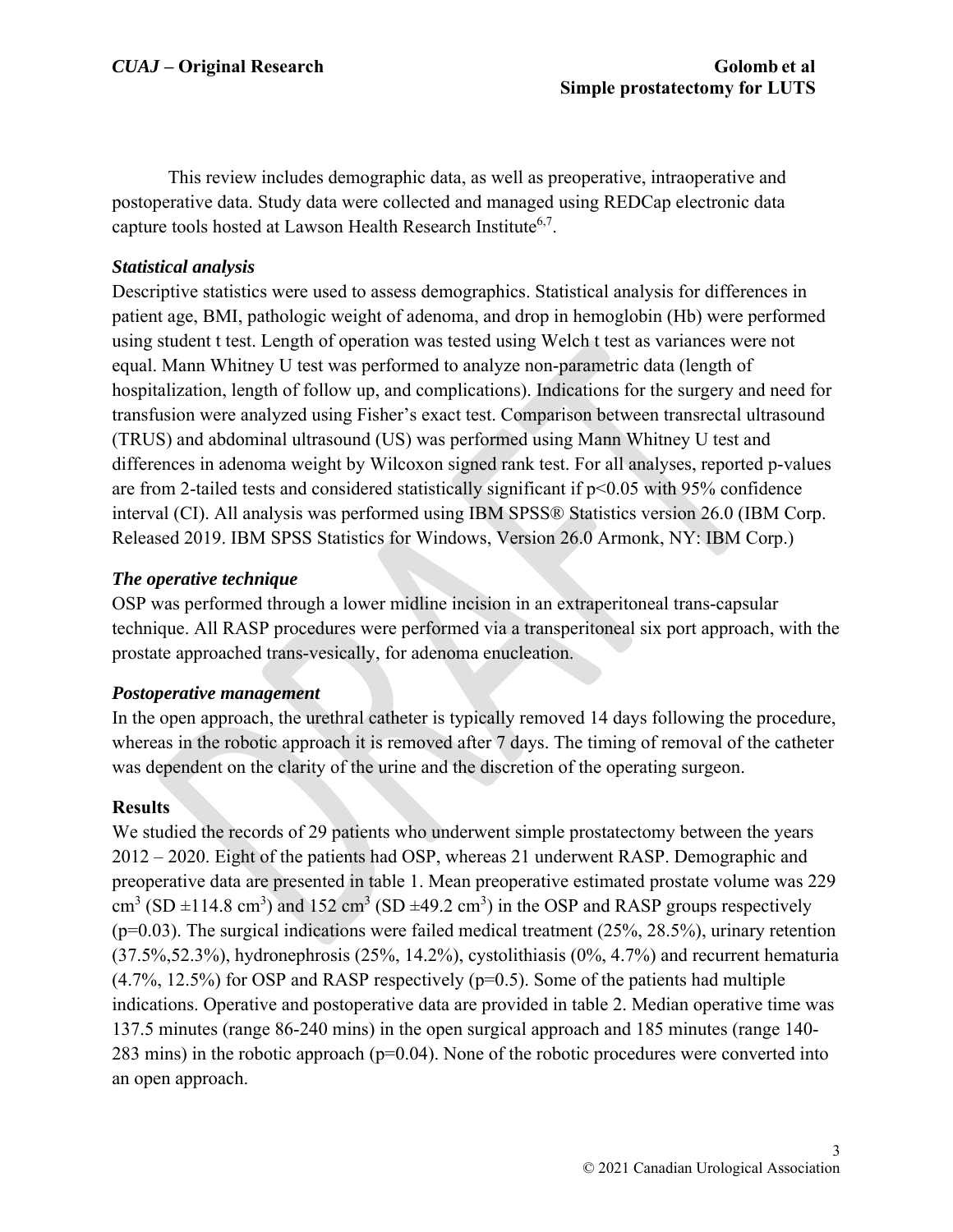This review includes demographic data, as well as preoperative, intraoperative and postoperative data. Study data were collected and managed using REDCap electronic data capture tools hosted at Lawson Health Research Institute[6,7].

### *Statistical analysis*

Descriptive statistics were used to assess demographics. Statistical analysis for differences in patient age, BMI, pathologic weight of adenoma, and drop in hemoglobin (Hb) were performed using student t test. Length of operation was tested using Welch t test as variances were not equal. Mann Whitney U test was performed to analyze non-parametric data (length of hospitalization, length of follow up, and complications). Indications for the surgery and need for transfusion were analyzed using Fisher's exact test. Comparison between transrectal ultrasound (TRUS) and abdominal ultrasound (US) was performed using Mann Whitney U test and differences in adenoma weight by Wilcoxon signed rank test. For all analyses, reported p-values are from 2-tailed tests and considered statistically significant if $p<0.05$ with 95% confidence interval (CI). All analysis was performed using IBM SPSS® Statistics version 26.0 (IBM Corp. Released 2019. IBM SPSS Statistics for Windows, Version 26.0 Armonk, NY: IBM Corp.)

### *The operative technique*

OSP was performed through a lower midline incision in an extraperitoneal trans-capsular technique. All RASP procedures were performed via a transperitoneal six port approach, with the prostate approached trans-vesically, for adenoma enucleation.

### *Postoperative management*

In the open approach, the urethral catheter is typically removed 14 days following the procedure, whereas in the robotic approach it is removed after 7 days. The timing of removal of the catheter was dependent on the clarity of the urine and the discretion of the operating surgeon.

## Results

We studied the records of 29 patients who underwent simple prostatectomy between the years 2012 – 2020. Eight of the patients had OSP, whereas 21 underwent RASP. Demographic and preoperative data are presented in table 1. Mean preoperative estimated prostate volume was 229 $cm^3$ (SD $\pm$114.8 $cm^3$) and 152 $cm^3$ (SD $\pm$49.2 $cm^3$) in the OSP and RASP groups respectively ($p=0.03$). The surgical indications were failed medical treatment (25%, 28.5%), urinary retention (37.5%,52.3%), hydronephrosis (25%, 14.2%), cystolithiasis (0%, 4.7%) and recurrent hematuria (4.7%, 12.5%) for OSP and RASP respectively ($p=0.5$). Some of the patients had multiple indications. Operative and postoperative data are provided in table 2. Median operative time was 137.5 minutes (range 86-240 mins) in the open surgical approach and 185 minutes (range 140-283 mins) in the robotic approach ($p=0.04$). None of the robotic procedures were converted into an open approach.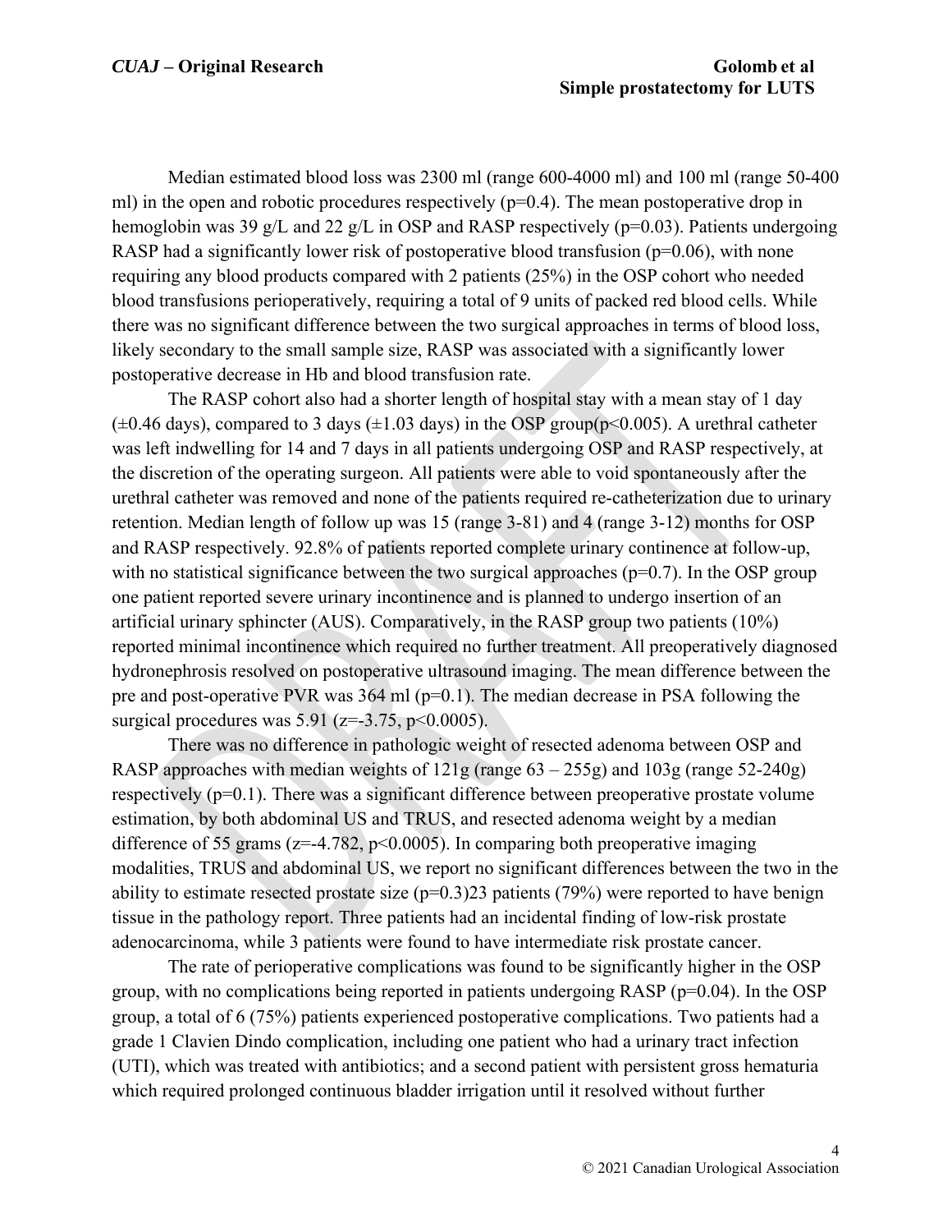Median estimated blood loss was 2300 ml (range 600-4000 ml) and 100 ml (range 50-400 ml) in the open and robotic procedures respectively (p=0.4). The mean postoperative drop in hemoglobin was 39 g/L and 22 g/L in OSP and RASP respectively (p=0.03). Patients undergoing RASP had a significantly lower risk of postoperative blood transfusion (p=0.06), with none requiring any blood products compared with 2 patients (25%) in the OSP cohort who needed blood transfusions perioperatively, requiring a total of 9 units of packed red blood cells. While there was no significant difference between the two surgical approaches in terms of blood loss, likely secondary to the small sample size, RASP was associated with a significantly lower postoperative decrease in Hb and blood transfusion rate.

The RASP cohort also had a shorter length of hospital stay with a mean stay of 1 day (±0.46 days), compared to 3 days (±1.03 days) in the OSP group(p<0.005). A urethral catheter was left indwelling for 14 and 7 days in all patients undergoing OSP and RASP respectively, at the discretion of the operating surgeon. All patients were able to void spontaneously after the urethral catheter was removed and none of the patients required re-catheterization due to urinary retention. Median length of follow up was 15 (range 3-81) and 4 (range 3-12) months for OSP and RASP respectively. 92.8% of patients reported complete urinary continence at follow-up, with no statistical significance between the two surgical approaches (p=0.7). In the OSP group one patient reported severe urinary incontinence and is planned to undergo insertion of an artificial urinary sphincter (AUS). Comparatively, in the RASP group two patients (10%) reported minimal incontinence which required no further treatment. All preoperatively diagnosed hydronephrosis resolved on postoperative ultrasound imaging. The mean difference between the pre and post-operative PVR was 364 ml (p=0.1). The median decrease in PSA following the surgical procedures was 5.91 (z=-3.75, p<0.0005).

There was no difference in pathologic weight of resected adenoma between OSP and RASP approaches with median weights of 121g (range 63 – 255g) and 103g (range 52-240g) respectively (p=0.1). There was a significant difference between preoperative prostate volume estimation, by both abdominal US and TRUS, and resected adenoma weight by a median difference of 55 grams (z=-4.782, p<0.0005). In comparing both preoperative imaging modalities, TRUS and abdominal US, we report no significant differences between the two in the ability to estimate resected prostate size (p=0.3)23 patients (79%) were reported to have benign tissue in the pathology report. Three patients had an incidental finding of low-risk prostate adenocarcinoma, while 3 patients were found to have intermediate risk prostate cancer.

The rate of perioperative complications was found to be significantly higher in the OSP group, with no complications being reported in patients undergoing RASP (p=0.04). In the OSP group, a total of 6 (75%) patients experienced postoperative complications. Two patients had a grade 1 Clavien Dindo complication, including one patient who had a urinary tract infection (UTI), which was treated with antibiotics; and a second patient with persistent gross hematuria which required prolonged continuous bladder irrigation until it resolved without further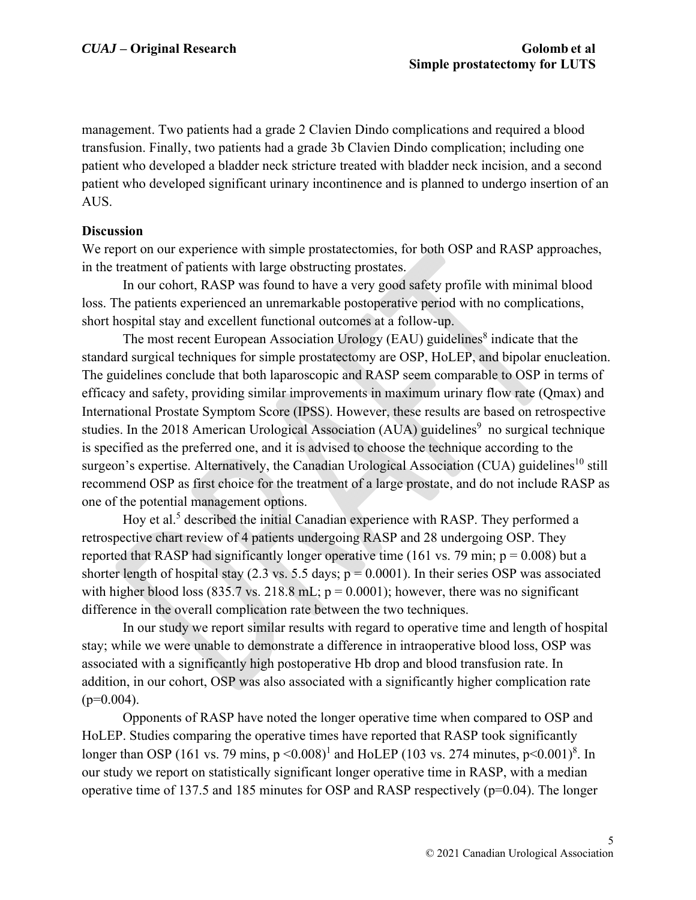management. Two patients had a grade 2 Clavien Dindo complications and required a blood transfusion. Finally, two patients had a grade 3b Clavien Dindo complication; including one patient who developed a bladder neck stricture treated with bladder neck incision, and a second patient who developed significant urinary incontinence and is planned to undergo insertion of an AUS.

## Discussion

We report on our experience with simple prostatectomies, for both OSP and RASP approaches, in the treatment of patients with large obstructing prostates.

In our cohort, RASP was found to have a very good safety profile with minimal blood loss. The patients experienced an unremarkable postoperative period with no complications, short hospital stay and excellent functional outcomes at a follow-up.

The most recent European Association Urology (EAU) guidelines[8] indicate that the standard surgical techniques for simple prostatectomy are OSP, HoLEP, and bipolar enucleation. The guidelines conclude that both laparoscopic and RASP seem comparable to OSP in terms of efficacy and safety, providing similar improvements in maximum urinary flow rate (Qmax) and International Prostate Symptom Score (IPSS). However, these results are based on retrospective studies. In the 2018 American Urological Association (AUA) guidelines[9] no surgical technique is specified as the preferred one, and it is advised to choose the technique according to the surgeon's expertise. Alternatively, the Canadian Urological Association (CUA) guidelines[10] still recommend OSP as first choice for the treatment of a large prostate, and do not include RASP as one of the potential management options.

Hoy et al.[5] described the initial Canadian experience with RASP. They performed a retrospective chart review of 4 patients undergoing RASP and 28 undergoing OSP. They reported that RASP had significantly longer operative time (161 vs. 79 min; $p = 0.008$) but a shorter length of hospital stay (2.3 vs. 5.5 days; $p = 0.0001$). In their series OSP was associated with higher blood loss (835.7 vs. 218.8 mL; $p = 0.0001$); however, there was no significant difference in the overall complication rate between the two techniques.

In our study we report similar results with regard to operative time and length of hospital stay; while we were unable to demonstrate a difference in intraoperative blood loss, OSP was associated with a significantly high postoperative Hb drop and blood transfusion rate. In addition, in our cohort, OSP was also associated with a significantly higher complication rate ($p=0.004$).

Opponents of RASP have noted the longer operative time when compared to OSP and HoLEP. Studies comparing the operative times have reported that RASP took significantly longer than OSP (161 vs. 79 mins, $p <0.008$)[1] and HoLEP (103 vs. 274 minutes, $p<0.001$)[8]. In our study we report on statistically significant longer operative time in RASP, with a median operative time of 137.5 and 185 minutes for OSP and RASP respectively ($p=0.04$). The longer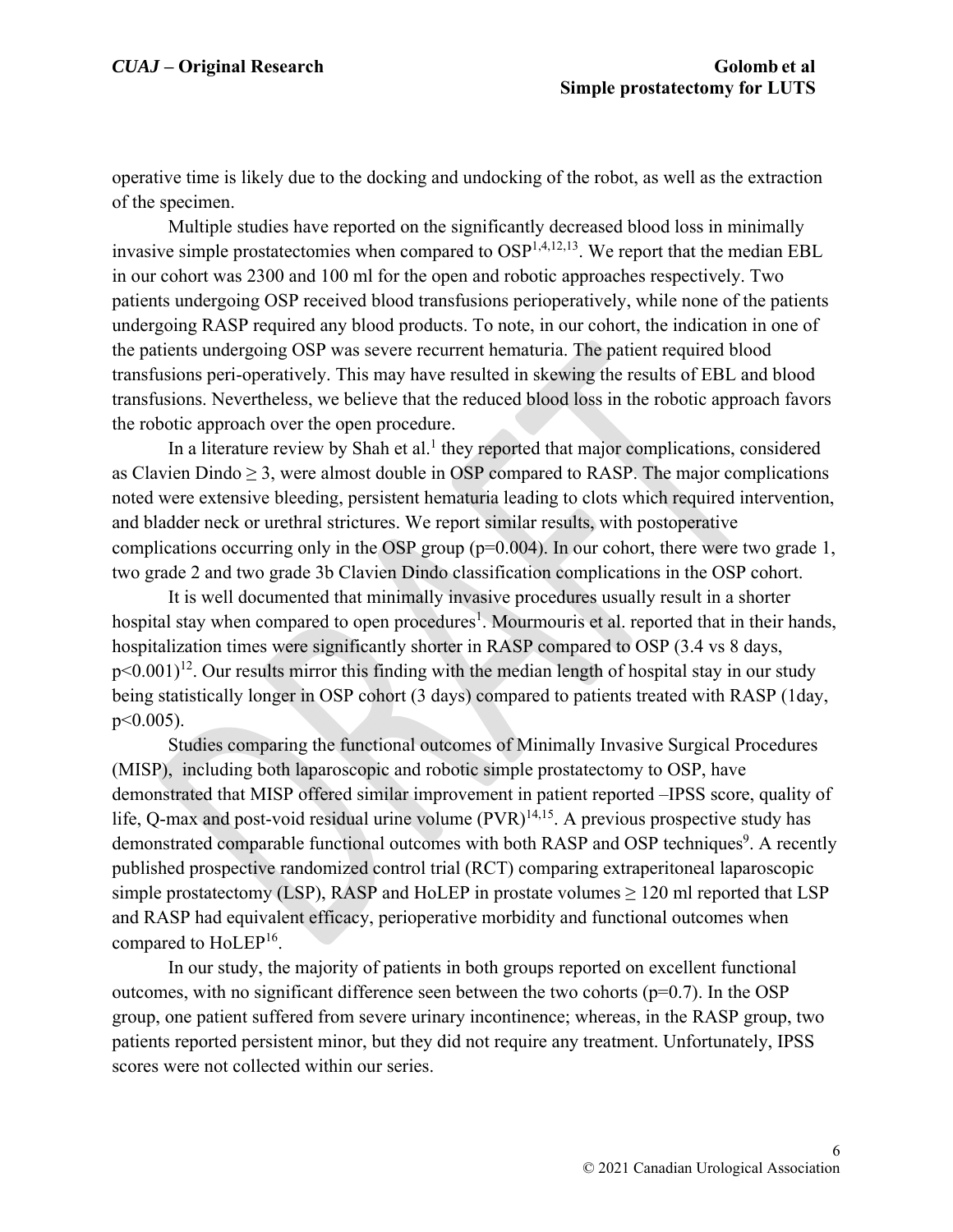operative time is likely due to the docking and undocking of the robot, as well as the extraction of the specimen.

Multiple studies have reported on the significantly decreased blood loss in minimally invasive simple prostatectomies when compared to OSP[1,4,12,13]. We report that the median EBL in our cohort was 2300 and 100 ml for the open and robotic approaches respectively. Two patients undergoing OSP received blood transfusions perioperatively, while none of the patients undergoing RASP required any blood products. To note, in our cohort, the indication in one of the patients undergoing OSP was severe recurrent hematuria. The patient required blood transfusions peri-operatively. This may have resulted in skewing the results of EBL and blood transfusions. Nevertheless, we believe that the reduced blood loss in the robotic approach favors the robotic approach over the open procedure.

In a literature review by Shah et al.[1] they reported that major complications, considered as Clavien Dindo $\geq 3$, were almost double in OSP compared to RASP. The major complications noted were extensive bleeding, persistent hematuria leading to clots which required intervention, and bladder neck or urethral strictures. We report similar results, with postoperative complications occurring only in the OSP group ($p=0.004$). In our cohort, there were two grade 1, two grade 2 and two grade 3b Clavien Dindo classification complications in the OSP cohort.

It is well documented that minimally invasive procedures usually result in a shorter hospital stay when compared to open procedures[1]. Mourmouris et al. reported that in their hands, hospitalization times were significantly shorter in RASP compared to OSP (3.4 vs 8 days, $p<0.001$)[12]. Our results mirror this finding with the median length of hospital stay in our study being statistically longer in OSP cohort (3 days) compared to patients treated with RASP (1day, $p<0.005$).

Studies comparing the functional outcomes of Minimally Invasive Surgical Procedures (MISP), including both laparoscopic and robotic simple prostatectomy to OSP, have demonstrated that MISP offered similar improvement in patient reported –IPSS score, quality of life, Q-max and post-void residual urine volume (PVR)[14,15]. A previous prospective study has demonstrated comparable functional outcomes with both RASP and OSP techniques[9]. A recently published prospective randomized control trial (RCT) comparing extraperitoneal laparoscopic simple prostatectomy (LSP), RASP and HoLEP in prostate volumes $\geq 120$ ml reported that LSP and RASP had equivalent efficacy, perioperative morbidity and functional outcomes when compared to HoLEP[16].

In our study, the majority of patients in both groups reported on excellent functional outcomes, with no significant difference seen between the two cohorts ($p=0.7$). In the OSP group, one patient suffered from severe urinary incontinence; whereas, in the RASP group, two patients reported persistent minor, but they did not require any treatment. Unfortunately, IPSS scores were not collected within our series.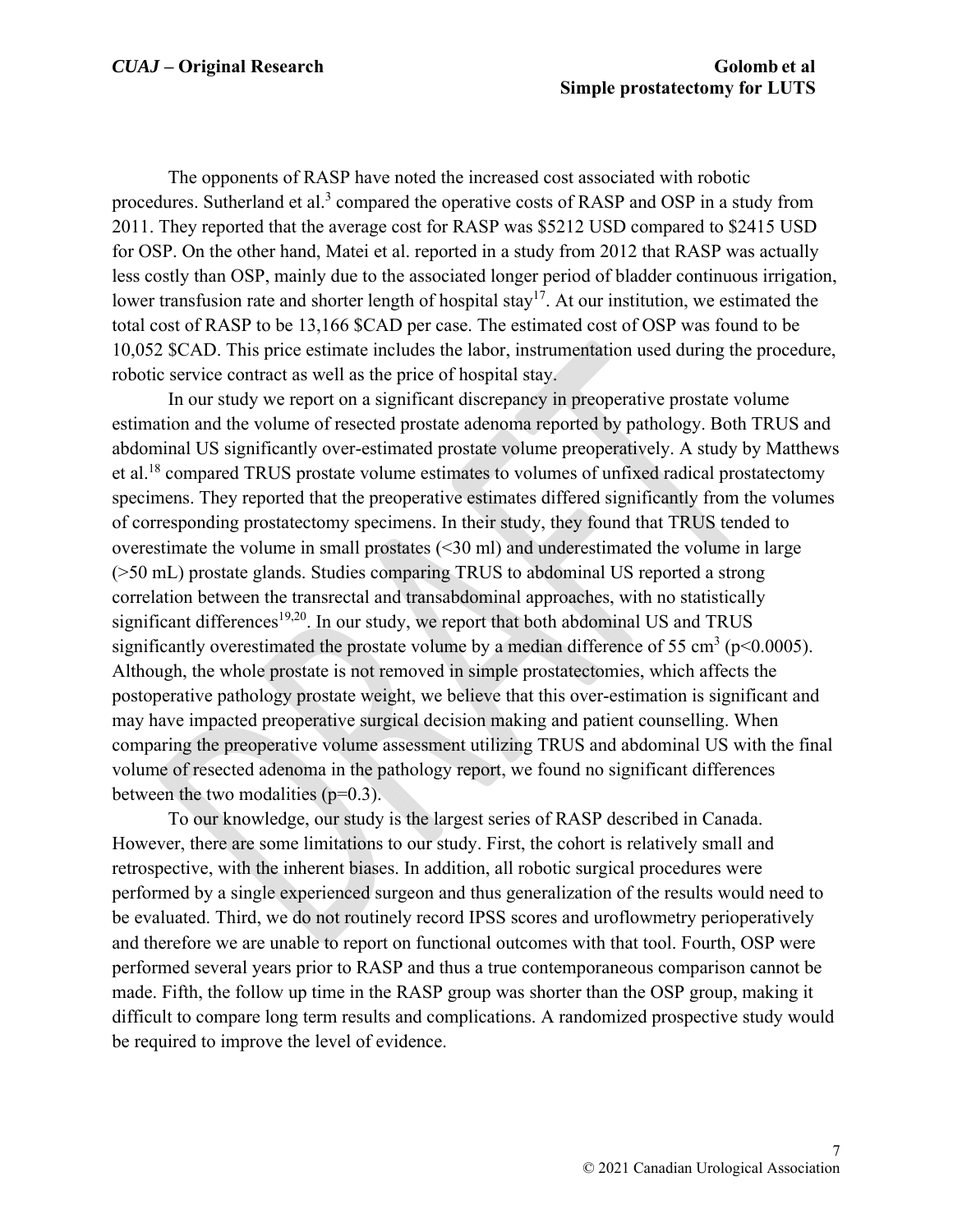The opponents of RASP have noted the increased cost associated with robotic procedures. Sutherland et al.[3] compared the operative costs of RASP and OSP in a study from 2011. They reported that the average cost for RASP was \$5212 USD compared to \$2415 USD for OSP. On the other hand, Matei et al. reported in a study from 2012 that RASP was actually less costly than OSP, mainly due to the associated longer period of bladder continuous irrigation, lower transfusion rate and shorter length of hospital stay[17]. At our institution, we estimated the total cost of RASP to be 13,166 \$CAD per case. The estimated cost of OSP was found to be 10,052 \$CAD. This price estimate includes the labor, instrumentation used during the procedure, robotic service contract as well as the price of hospital stay.

In our study we report on a significant discrepancy in preoperative prostate volume estimation and the volume of resected prostate adenoma reported by pathology. Both TRUS and abdominal US significantly over-estimated prostate volume preoperatively. A study by Matthews et al.[18] compared TRUS prostate volume estimates to volumes of unfixed radical prostatectomy specimens. They reported that the preoperative estimates differed significantly from the volumes of corresponding prostatectomy specimens. In their study, they found that TRUS tended to overestimate the volume in small prostates (<30 ml) and underestimated the volume in large (>50 mL) prostate glands. Studies comparing TRUS to abdominal US reported a strong correlation between the transrectal and transabdominal approaches, with no statistically significant differences[19,20]. In our study, we report that both abdominal US and TRUS significantly overestimated the prostate volume by a median difference of 55 $cm^3$ ($p<0.0005$). Although, the whole prostate is not removed in simple prostatectomies, which affects the postoperative pathology prostate weight, we believe that this over-estimation is significant and may have impacted preoperative surgical decision making and patient counselling. When comparing the preoperative volume assessment utilizing TRUS and abdominal US with the final volume of resected adenoma in the pathology report, we found no significant differences between the two modalities ($p=0.3$).

To our knowledge, our study is the largest series of RASP described in Canada. However, there are some limitations to our study. First, the cohort is relatively small and retrospective, with the inherent biases. In addition, all robotic surgical procedures were performed by a single experienced surgeon and thus generalization of the results would need to be evaluated. Third, we do not routinely record IPSS scores and uroflowmetry perioperatively and therefore we are unable to report on functional outcomes with that tool. Fourth, OSP were performed several years prior to RASP and thus a true contemporaneous comparison cannot be made. Fifth, the follow up time in the RASP group was shorter than the OSP group, making it difficult to compare long term results and complications. A randomized prospective study would be required to improve the level of evidence.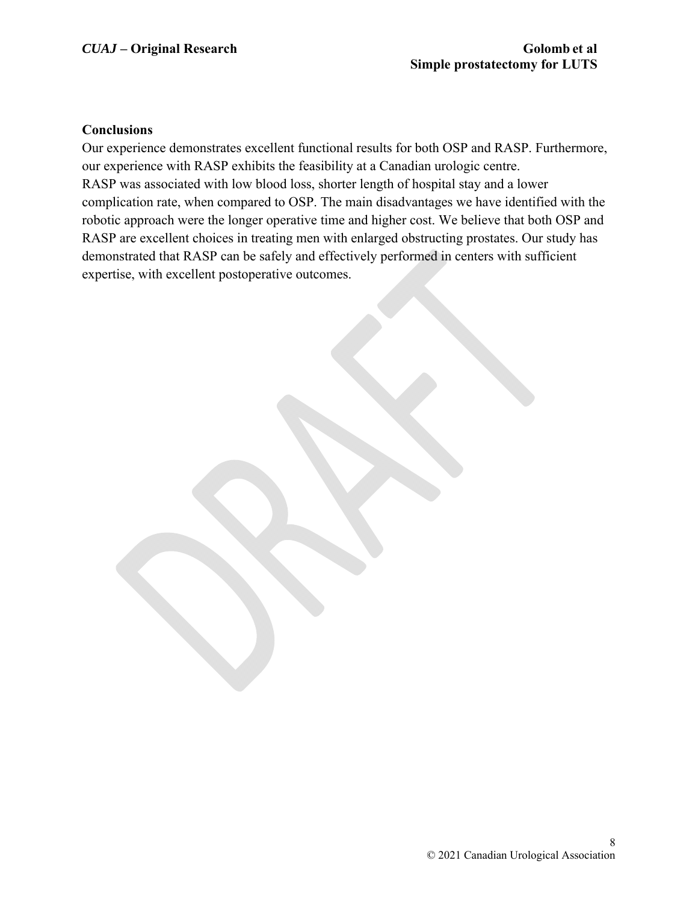## Conclusions

Our experience demonstrates excellent functional results for both OSP and RASP. Furthermore, our experience with RASP exhibits the feasibility at a Canadian urologic centre.
RASP was associated with low blood loss, shorter length of hospital stay and a lower complication rate, when compared to OSP. The main disadvantages we have identified with the robotic approach were the longer operative time and higher cost. We believe that both OSP and RASP are excellent choices in treating men with enlarged obstructing prostates. Our study has demonstrated that RASP can be safely and effectively performed in centers with sufficient expertise, with excellent postoperative outcomes.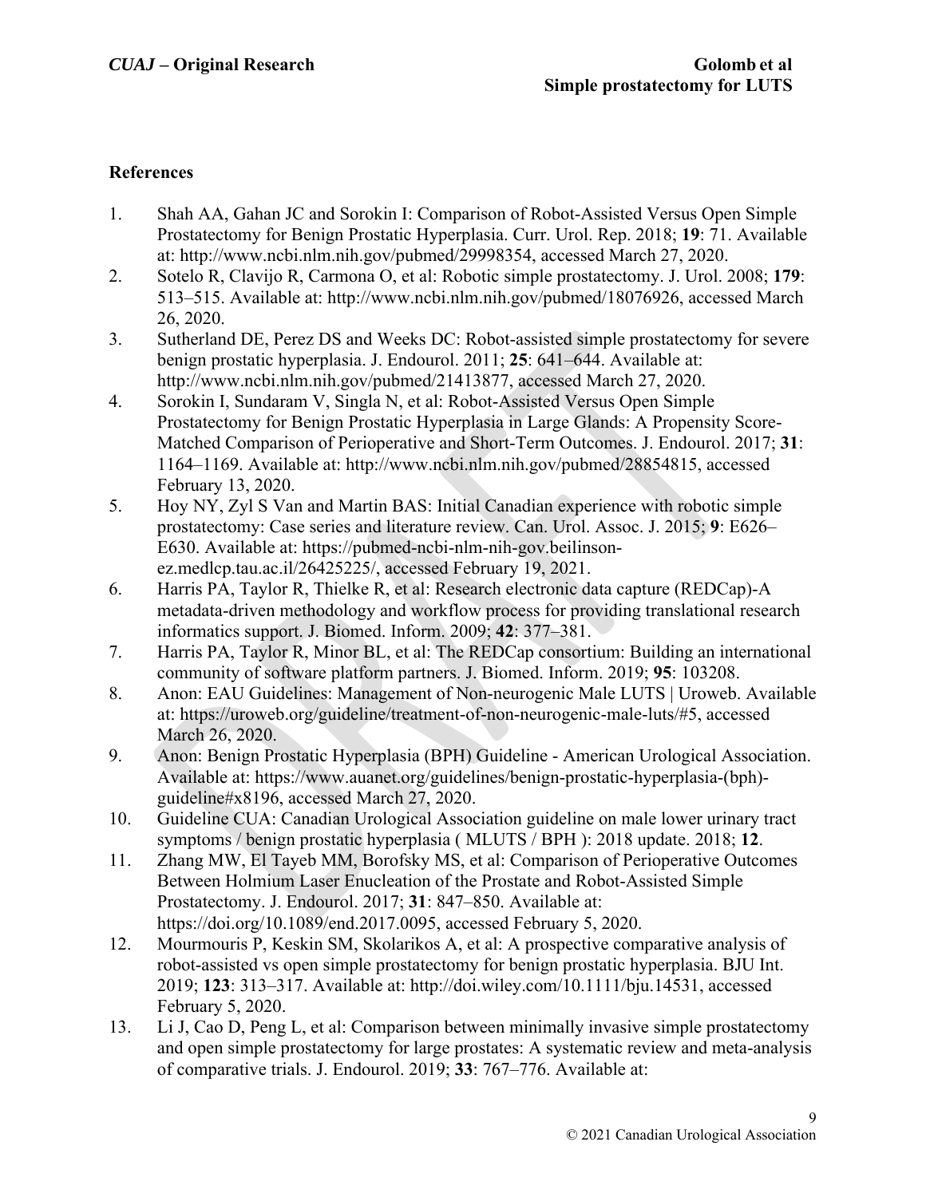## References

1. Shah AA, Gahan JC and Sorokin I: Comparison of Robot-Assisted Versus Open Simple Prostatectomy for Benign Prostatic Hyperplasia. Curr. Urol. Rep. 2018; **19**: 71. Available at: http://www.ncbi.nlm.nih.gov/pubmed/29998354, accessed March 27, 2020.
2. Sotelo R, Clavijo R, Carmona O, et al: Robotic simple prostatectomy. J. Urol. 2008; **179**: 513–515. Available at: http://www.ncbi.nlm.nih.gov/pubmed/18076926, accessed March 26, 2020.
3. Sutherland DE, Perez DS and Weeks DC: Robot-assisted simple prostatectomy for severe benign prostatic hyperplasia. J. Endourol. 2011; **25**: 641–644. Available at: http://www.ncbi.nlm.nih.gov/pubmed/21413877, accessed March 27, 2020.
4. Sorokin I, Sundaram V, Singla N, et al: Robot-Assisted Versus Open Simple Prostatectomy for Benign Prostatic Hyperplasia in Large Glands: A Propensity Score-Matched Comparison of Perioperative and Short-Term Outcomes. J. Endourol. 2017; **31**: 1164–1169. Available at: http://www.ncbi.nlm.nih.gov/pubmed/28854815, accessed February 13, 2020.
5. Hoy NY, Zyl S Van and Martin BAS: Initial Canadian experience with robotic simple prostatectomy: Case series and literature review. Can. Urol. Assoc. J. 2015; **9**: E626–E630. Available at: https://pubmed-ncbi-nlm-nih-gov.beilinson-ez.medlcp.tau.ac.il/26425225/, accessed February 19, 2021.
6. Harris PA, Taylor R, Thielke R, et al: Research electronic data capture (REDCap)-A metadata-driven methodology and workflow process for providing translational research informatics support. J. Biomed. Inform. 2009; **42**: 377–381.
7. Harris PA, Taylor R, Minor BL, et al: The REDCap consortium: Building an international community of software platform partners. J. Biomed. Inform. 2019; **95**: 103208.
8. Anon: EAU Guidelines: Management of Non-neurogenic Male LUTS | Uroweb. Available at: https://uroweb.org/guideline/treatment-of-non-neurogenic-male-luts/#5, accessed March 26, 2020.
9. Anon: Benign Prostatic Hyperplasia (BPH) Guideline - American Urological Association. Available at: https://www.auanet.org/guidelines/benign-prostatic-hyperplasia-(bph)-guideline#x8196, accessed March 27, 2020.
10. Guideline CUA: Canadian Urological Association guideline on male lower urinary tract symptoms / benign prostatic hyperplasia ( MLUTS / BPH ): 2018 update. 2018; **12**.
11. Zhang MW, El Tayeb MM, Borofsky MS, et al: Comparison of Perioperative Outcomes Between Holmium Laser Enucleation of the Prostate and Robot-Assisted Simple Prostatectomy. J. Endourol. 2017; **31**: 847–850. Available at: https://doi.org/10.1089/end.2017.0095, accessed February 5, 2020.
12. Mourmouris P, Keskin SM, Skolarikos A, et al: A prospective comparative analysis of robot-assisted vs open simple prostatectomy for benign prostatic hyperplasia. BJU Int. 2019; **123**: 313–317. Available at: http://doi.wiley.com/10.1111/bju.14531, accessed February 5, 2020.
13. Li J, Cao D, Peng L, et al: Comparison between minimally invasive simple prostatectomy and open simple prostatectomy for large prostates: A systematic review and meta-analysis of comparative trials. J. Endourol. 2019; **33**: 767–776. Available at: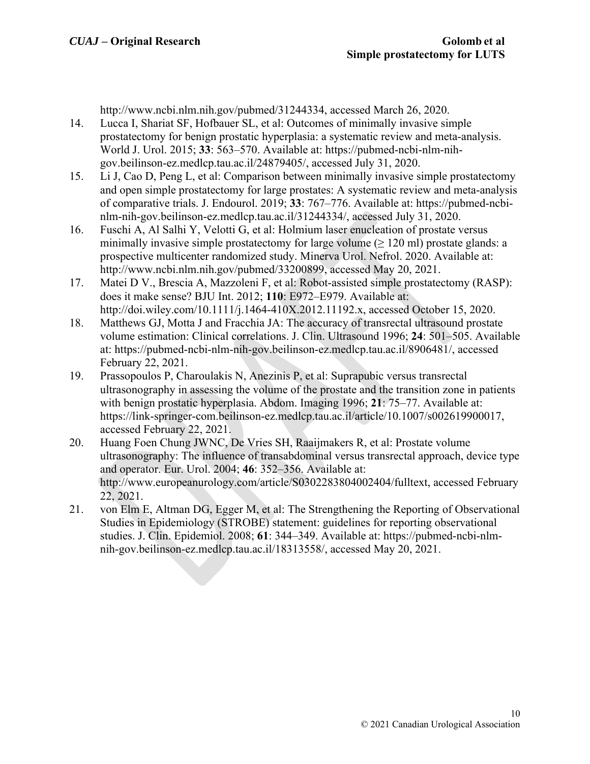http://www.ncbi.nlm.nih.gov/pubmed/31244334, accessed March 26, 2020.

14. Lucca I, Shariat SF, Hofbauer SL, et al: Outcomes of minimally invasive simple prostatectomy for benign prostatic hyperplasia: a systematic review and meta-analysis. World J. Urol. 2015; **33**: 563–570. Available at: https://pubmed-ncbi-nlm-nih-gov.beilinson-ez.medlcp.tau.ac.il/24879405/, accessed July 31, 2020.
15. Li J, Cao D, Peng L, et al: Comparison between minimally invasive simple prostatectomy and open simple prostatectomy for large prostates: A systematic review and meta-analysis of comparative trials. J. Endourol. 2019; **33**: 767–776. Available at: https://pubmed-ncbi-nlm-nih-gov.beilinson-ez.medlcp.tau.ac.il/31244334/, accessed July 31, 2020.
16. Fuschi A, Al Salhi Y, Velotti G, et al: Holmium laser enucleation of prostate versus minimally invasive simple prostatectomy for large volume (≥ 120 ml) prostate glands: a prospective multicenter randomized study. Minerva Urol. Nefrol. 2020. Available at: http://www.ncbi.nlm.nih.gov/pubmed/33200899, accessed May 20, 2021.
17. Matei D V., Brescia A, Mazzoleni F, et al: Robot-assisted simple prostatectomy (RASP): does it make sense? BJU Int. 2012; **110**: E972–E979. Available at: http://doi.wiley.com/10.1111/j.1464-410X.2012.11192.x, accessed October 15, 2020.
18. Matthews GJ, Motta J and Fracchia JA: The accuracy of transrectal ultrasound prostate volume estimation: Clinical correlations. J. Clin. Ultrasound 1996; **24**: 501–505. Available at: https://pubmed-ncbi-nlm-nih-gov.beilinson-ez.medlcp.tau.ac.il/8906481/, accessed February 22, 2021.
19. Prassopoulos P, Charoulakis N, Anezinis P, et al: Suprapubic versus transrectal ultrasonography in assessing the volume of the prostate and the transition zone in patients with benign prostatic hyperplasia. Abdom. Imaging 1996; **21**: 75–77. Available at: https://link-springer-com.beilinson-ez.medlcp.tau.ac.il/article/10.1007/s002619900017, accessed February 22, 2021.
20. Huang Foen Chung JWNC, De Vries SH, Raaijmakers R, et al: Prostate volume ultrasonography: The influence of transabdominal versus transrectal approach, device type and operator. Eur. Urol. 2004; **46**: 352–356. Available at: http://www.europeanurology.com/article/S0302283804002404/fulltext, accessed February 22, 2021.
21. von Elm E, Altman DG, Egger M, et al: The Strengthening the Reporting of Observational Studies in Epidemiology (STROBE) statement: guidelines for reporting observational studies. J. Clin. Epidemiol. 2008; **61**: 344–349. Available at: https://pubmed-ncbi-nlm-nih-gov.beilinson-ez.medlcp.tau.ac.il/18313558/, accessed May 20, 2021.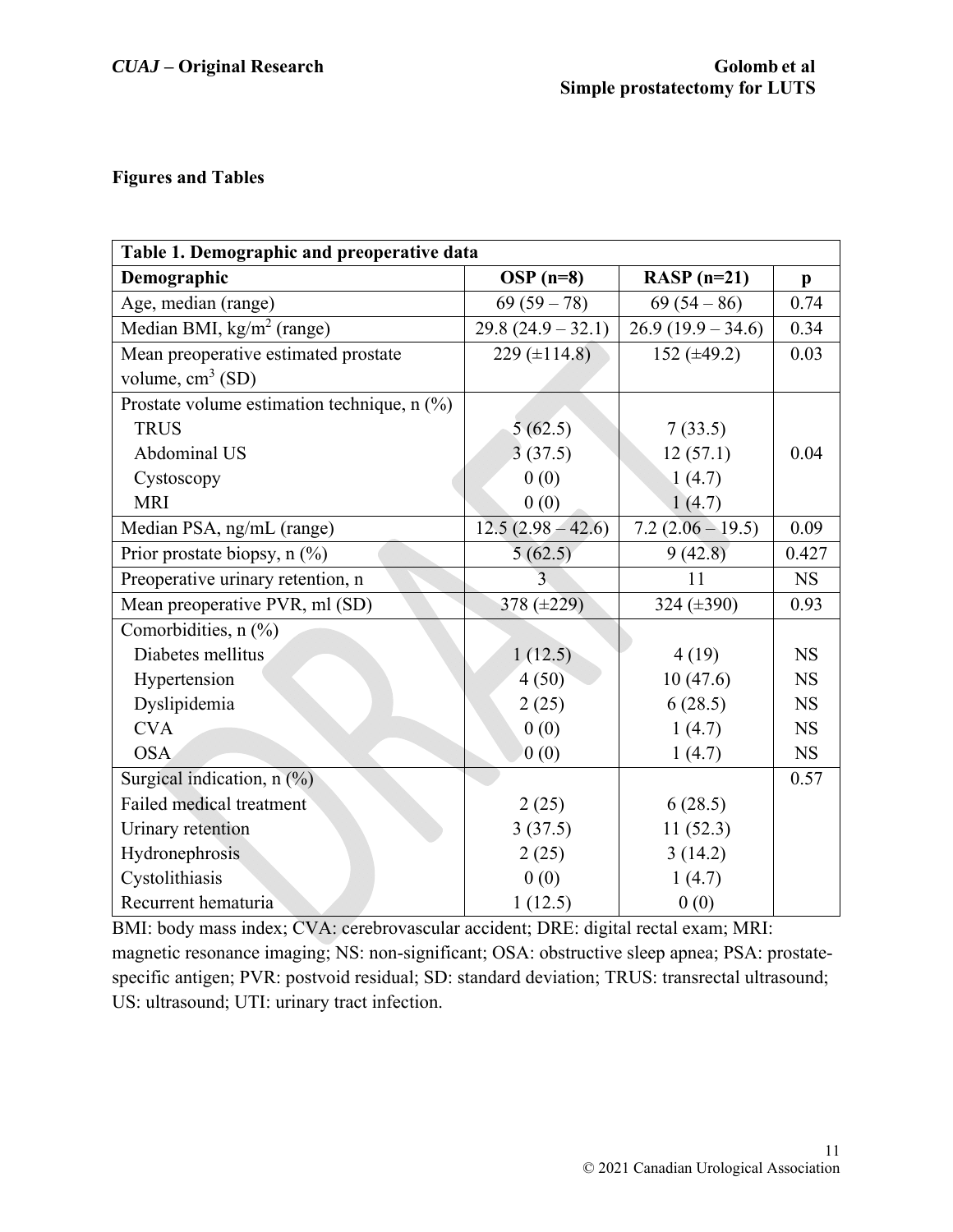**Figures and Tables**

| Table 1. Demographic and preoperative data | | | |
|---|---|---|---|
| **Demographic** | **OSP (n=8)** | **RASP (n=21)** | **p** |
| Age, median (range) | 69 (59 – 78) | 69 (54 – 86) | 0.74 |
| Median BMI, kg/m$^2$ (range) | 29.8 (24.9 – 32.1) | 26.9 (19.9 – 34.6) | 0.34 |
| Mean preoperative estimated prostate volume, cm$^3$ (SD) | 229 (±114.8) | 152 (±49.2) | 0.03 |
| Prostate volume estimation technique, n (%) | | | 0.04 |
| TRUS | 5 (62.5) | 7 (33.5) | |
| Abdominal US | 3 (37.5) | 12 (57.1) | |
| Cystoscopy | 0 (0) | 1 (4.7) | |
| MRI | 0 (0) | 1 (4.7) | |
| Median PSA, ng/mL (range) | 12.5 (2.98 – 42.6) | 7.2 (2.06 – 19.5) | 0.09 |
| Prior prostate biopsy, n (%) | 5 (62.5) | 9 (42.8) | 0.427 |
| Preoperative urinary retention, n | 3 | 11 | NS |
| Mean preoperative PVR, ml (SD) | 378 (±229) | 324 (±390) | 0.93 |
| Comorbidities, n (%) | | | |
| Diabetes mellitus | 1 (12.5) | 4 (19) | NS |
| Hypertension | 4 (50) | 10 (47.6) | NS |
| Dyslipidemia | 2 (25) | 6 (28.5) | NS |
| CVA | 0 (0) | 1 (4.7) | NS |
| OSA | 0 (0) | 1 (4.7) | NS |
| Surgical indication, n (%) | | | 0.57 |
| Failed medical treatment | 2 (25) | 6 (28.5) | |
| Urinary retention | 3 (37.5) | 11 (52.3) | |
| Hydronephrosis | 2 (25) | 3 (14.2) | |
| Cystolithiasis | 0 (0) | 1 (4.7) | |
| Recurrent hematuria | 1 (12.5) | 0 (0) | |

BMI: body mass index; CVA: cerebrovascular accident; DRE: digital rectal exam; MRI: magnetic resonance imaging; NS: non-significant; OSA: obstructive sleep apnea; PSA: prostate-specific antigen; PVR: postvoid residual; SD: standard deviation; TRUS: transrectal ultrasound; US: ultrasound; UTI: urinary tract infection.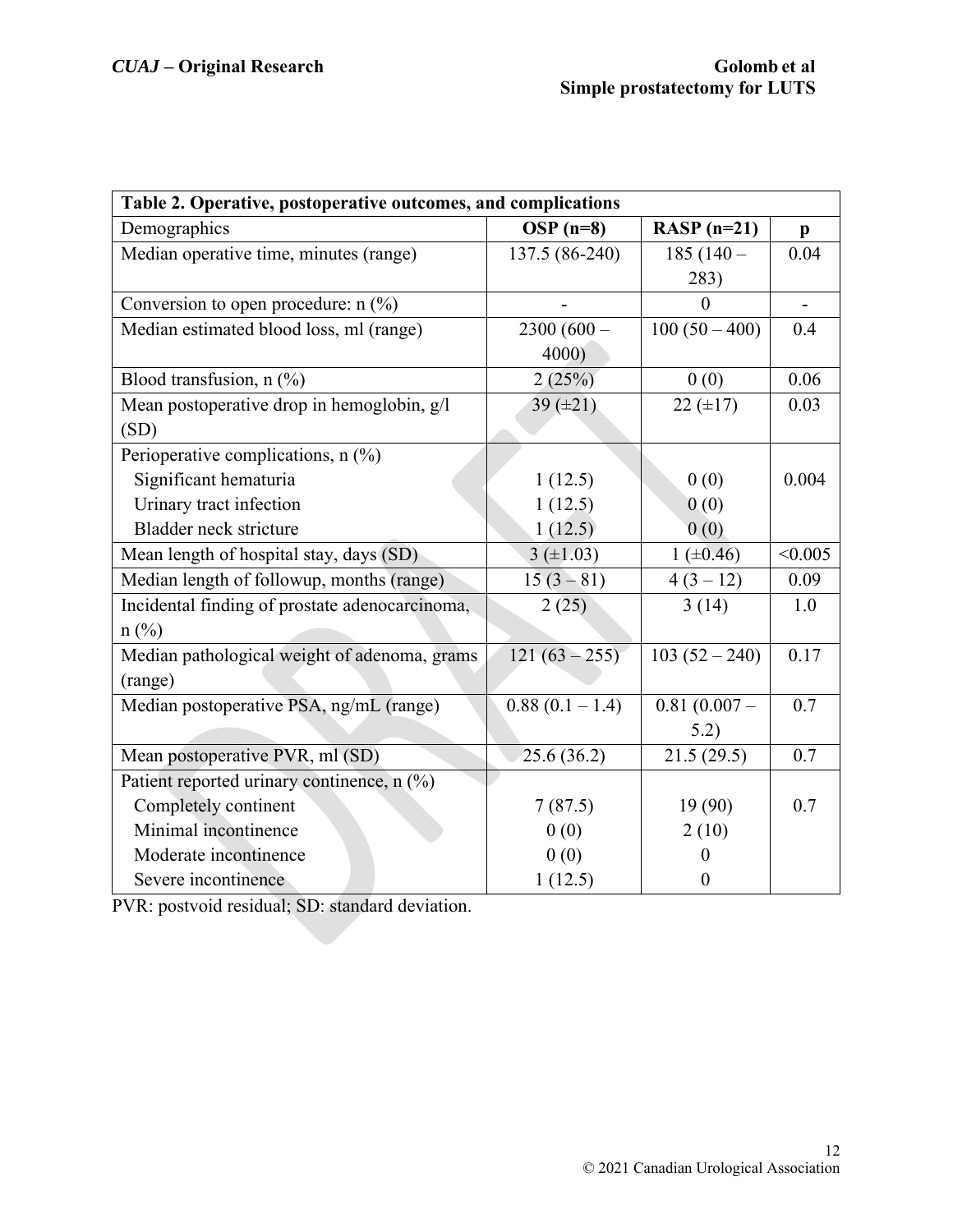| Table 2. Operative, postoperative outcomes, and complications | | | |
|---|---|---|---|
| Demographics | **OSP (n=8)** | **RASP (n=21)** | **p** |
| Median operative time, minutes (range) | 137.5 (86-240) | 185 (140 – 283) | 0.04 |
| Conversion to open procedure: n (%) | - | 0 | - |
| Median estimated blood loss, ml (range) | 2300 (600 – 4000) | 100 (50 – 400) | 0.4 |
| Blood transfusion, n (%) | 2 (25%) | 0 (0) | 0.06 |
| Mean postoperative drop in hemoglobin, g/l (SD) | 39 (±21) | 22 (±17) | 0.03 |
| Perioperative complications, n (%) | | | |
| Significant hematuria | 1 (12.5) | 0 (0) | 0.004 |
| Urinary tract infection | 1 (12.5) | 0 (0) | |
| Bladder neck stricture | 1 (12.5) | 0 (0) | |
| Mean length of hospital stay, days (SD) | 3 (±1.03) | 1 (±0.46) | <0.005 |
| Median length of followup, months (range) | 15 (3 – 81) | 4 (3 – 12) | 0.09 |
| Incidental finding of prostate adenocarcinoma, n (%) | 2 (25) | 3 (14) | 1.0 |
| Median pathological weight of adenoma, grams (range) | 121 (63 – 255) | 103 (52 – 240) | 0.17 |
| Median postoperative PSA, ng/mL (range) | 0.88 (0.1 – 1.4) | 0.81 (0.007 – 5.2) | 0.7 |
| Mean postoperative PVR, ml (SD) | 25.6 (36.2) | 21.5 (29.5) | 0.7 |
| Patient reported urinary continence, n (%) | | | |
| Completely continent | 7 (87.5) | 19 (90) | 0.7 |
| Minimal incontinence | 0 (0) | 2 (10) | |
| Moderate incontinence | 0 (0) | 0 | |
| Severe incontinence | 1 (12.5) | 0 | |

PVR: postvoid residual; SD: standard deviation.